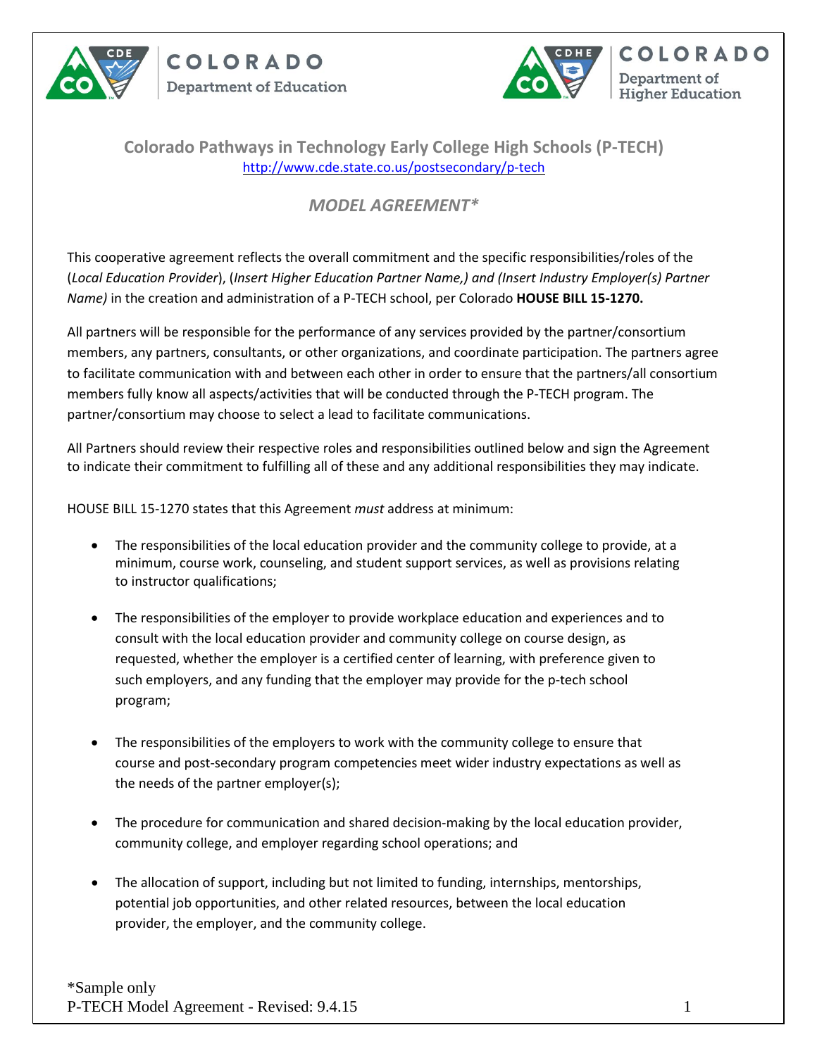COLORADO Department of Education

COLORADO Department of Higher Education

## Colorado Pathways in Technology Early College High Schools (P-TECH)

http://www.cde.state.co.us/postsecondary/p-tech

### *MODEL AGREEMENT**

This cooperative agreement reflects the overall commitment and the specific responsibilities/roles of the (*Local Education Provider*), (*Insert Higher Education Partner Name,) and (Insert Industry Employer(s) Partner Name)* in the creation and administration of a P-TECH school, per Colorado **HOUSE BILL 15-1270.**

All partners will be responsible for the performance of any services provided by the partner/consortium members, any partners, consultants, or other organizations, and coordinate participation. The partners agree to facilitate communication with and between each other in order to ensure that the partners/all consortium members fully know all aspects/activities that will be conducted through the P-TECH program. The partner/consortium may choose to select a lead to facilitate communications.

All Partners should review their respective roles and responsibilities outlined below and sign the Agreement to indicate their commitment to fulfilling all of these and any additional responsibilities they may indicate.

HOUSE BILL 15-1270 states that this Agreement *must* address at minimum:

- The responsibilities of the local education provider and the community college to provide, at a minimum, course work, counseling, and student support services, as well as provisions relating to instructor qualifications;
- The responsibilities of the employer to provide workplace education and experiences and to consult with the local education provider and community college on course design, as requested, whether the employer is a certified center of learning, with preference given to such employers, and any funding that the employer may provide for the p-tech school program;
- The responsibilities of the employers to work with the community college to ensure that course and post-secondary program competencies meet wider industry expectations as well as the needs of the partner employer(s);
- The procedure for communication and shared decision-making by the local education provider, community college, and employer regarding school operations; and
- The allocation of support, including but not limited to funding, internships, mentorships, potential job opportunities, and other related resources, between the local education provider, the employer, and the community college.

*Sample only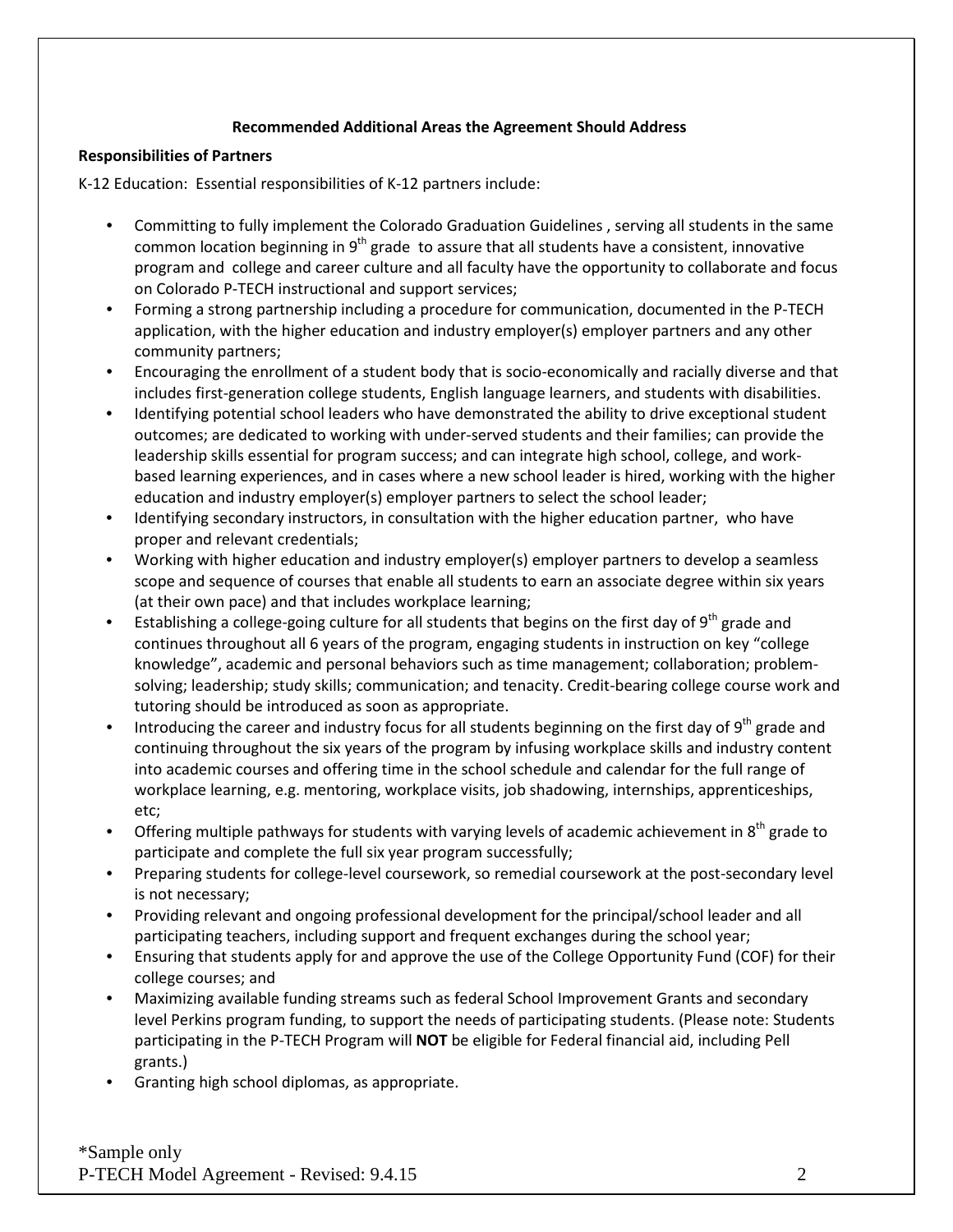**Recommended Additional Areas the Agreement Should Address**

**Responsibilities of Partners**

K-12 Education: Essential responsibilities of K-12 partners include:

- Committing to fully implement the Colorado Graduation Guidelines , serving all students in the same common location beginning in 9th grade to assure that all students have a consistent, innovative program and college and career culture and all faculty have the opportunity to collaborate and focus on Colorado P-TECH instructional and support services;
- Forming a strong partnership including a procedure for communication, documented in the P-TECH application, with the higher education and industry employer(s) employer partners and any other community partners;
- Encouraging the enrollment of a student body that is socio-economically and racially diverse and that includes first-generation college students, English language learners, and students with disabilities.
- Identifying potential school leaders who have demonstrated the ability to drive exceptional student outcomes; are dedicated to working with under-served students and their families; can provide the leadership skills essential for program success; and can integrate high school, college, and work-based learning experiences, and in cases where a new school leader is hired, working with the higher education and industry employer(s) employer partners to select the school leader;
- Identifying secondary instructors, in consultation with the higher education partner, who have proper and relevant credentials;
- Working with higher education and industry employer(s) employer partners to develop a seamless scope and sequence of courses that enable all students to earn an associate degree within six years (at their own pace) and that includes workplace learning;
- Establishing a college-going culture for all students that begins on the first day of 9th grade and continues throughout all 6 years of the program, engaging students in instruction on key "college knowledge", academic and personal behaviors such as time management; collaboration; problem-solving; leadership; study skills; communication; and tenacity. Credit-bearing college course work and tutoring should be introduced as soon as appropriate.
- Introducing the career and industry focus for all students beginning on the first day of 9th grade and continuing throughout the six years of the program by infusing workplace skills and industry content into academic courses and offering time in the school schedule and calendar for the full range of workplace learning, e.g. mentoring, workplace visits, job shadowing, internships, apprenticeships, etc;
- Offering multiple pathways for students with varying levels of academic achievement in 8th grade to participate and complete the full six year program successfully;
- Preparing students for college-level coursework, so remedial coursework at the post-secondary level is not necessary;
- Providing relevant and ongoing professional development for the principal/school leader and all participating teachers, including support and frequent exchanges during the school year;
- Ensuring that students apply for and approve the use of the College Opportunity Fund (COF) for their college courses; and
- Maximizing available funding streams such as federal School Improvement Grants and secondary level Perkins program funding, to support the needs of participating students. (Please note: Students participating in the P-TECH Program will **NOT** be eligible for Federal financial aid, including Pell grants.)
- Granting high school diplomas, as appropriate.

*Sample only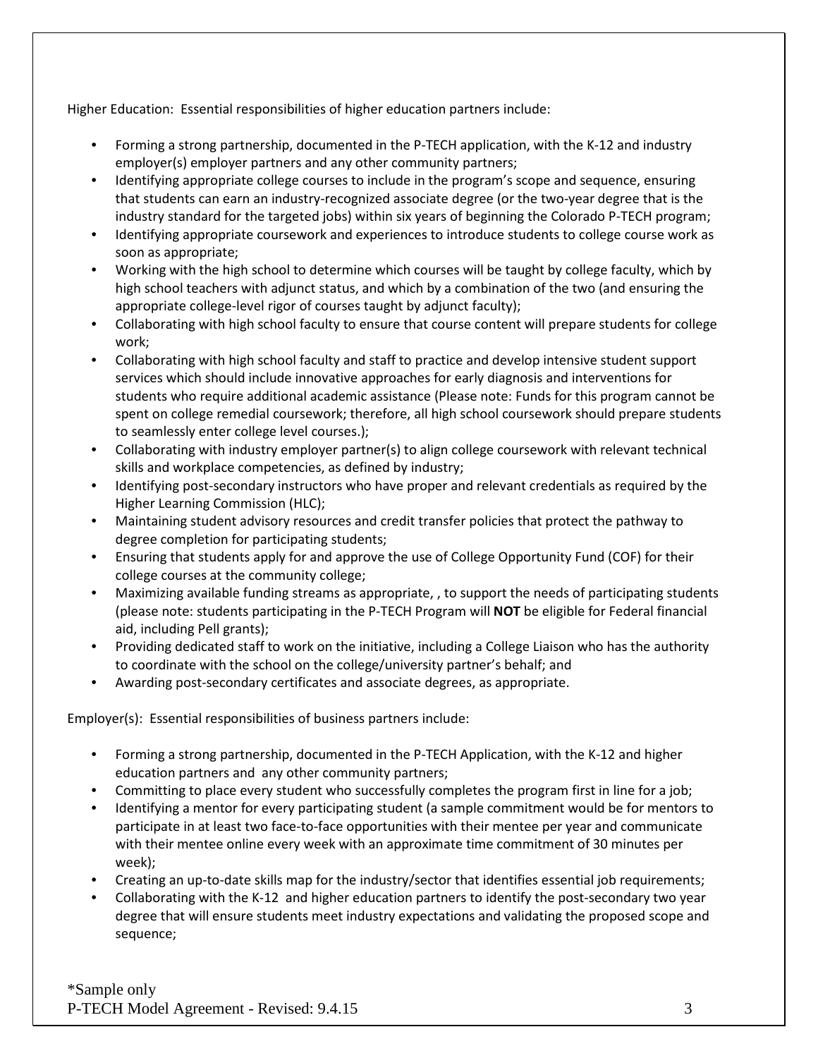Higher Education: Essential responsibilities of higher education partners include:

- Forming a strong partnership, documented in the P-TECH application, with the K-12 and industry employer(s) employer partners and any other community partners;
- Identifying appropriate college courses to include in the program's scope and sequence, ensuring that students can earn an industry-recognized associate degree (or the two-year degree that is the industry standard for the targeted jobs) within six years of beginning the Colorado P-TECH program;
- Identifying appropriate coursework and experiences to introduce students to college course work as soon as appropriate;
- Working with the high school to determine which courses will be taught by college faculty, which by high school teachers with adjunct status, and which by a combination of the two (and ensuring the appropriate college-level rigor of courses taught by adjunct faculty);
- Collaborating with high school faculty to ensure that course content will prepare students for college work;
- Collaborating with high school faculty and staff to practice and develop intensive student support services which should include innovative approaches for early diagnosis and interventions for students who require additional academic assistance (Please note: Funds for this program cannot be spent on college remedial coursework; therefore, all high school coursework should prepare students to seamlessly enter college level courses.);
- Collaborating with industry employer partner(s) to align college coursework with relevant technical skills and workplace competencies, as defined by industry;
- Identifying post-secondary instructors who have proper and relevant credentials as required by the Higher Learning Commission (HLC);
- Maintaining student advisory resources and credit transfer policies that protect the pathway to degree completion for participating students;
- Ensuring that students apply for and approve the use of College Opportunity Fund (COF) for their college courses at the community college;
- Maximizing available funding streams as appropriate, , to support the needs of participating students (please note: students participating in the P-TECH Program will **NOT** be eligible for Federal financial aid, including Pell grants);
- Providing dedicated staff to work on the initiative, including a College Liaison who has the authority to coordinate with the school on the college/university partner's behalf; and
- Awarding post-secondary certificates and associate degrees, as appropriate.

Employer(s): Essential responsibilities of business partners include:

- Forming a strong partnership, documented in the P-TECH Application, with the K-12 and higher education partners and any other community partners;
- Committing to place every student who successfully completes the program first in line for a job;
- Identifying a mentor for every participating student (a sample commitment would be for mentors to participate in at least two face-to-face opportunities with their mentee per year and communicate with their mentee online every week with an approximate time commitment of 30 minutes per week);
- Creating an up-to-date skills map for the industry/sector that identifies essential job requirements;
- Collaborating with the K-12 and higher education partners to identify the post-secondary two year degree that will ensure students meet industry expectations and validating the proposed scope and sequence;

*Sample only
P-TECH Model Agreement - Revised: 9.4.15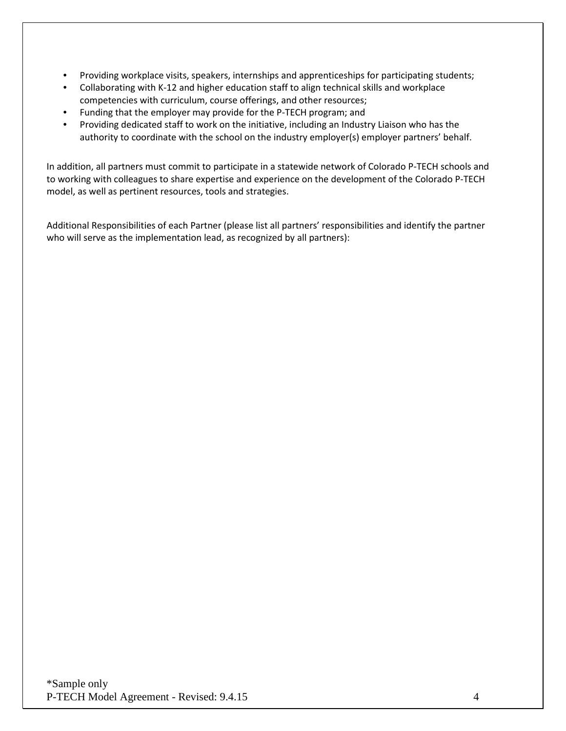- Providing workplace visits, speakers, internships and apprenticeships for participating students;
- Collaborating with K-12 and higher education staff to align technical skills and workplace competencies with curriculum, course offerings, and other resources;
- Funding that the employer may provide for the P-TECH program; and
- Providing dedicated staff to work on the initiative, including an Industry Liaison who has the authority to coordinate with the school on the industry employer(s) employer partners' behalf.

In addition, all partners must commit to participate in a statewide network of Colorado P-TECH schools and to working with colleagues to share expertise and experience on the development of the Colorado P-TECH model, as well as pertinent resources, tools and strategies.

Additional Responsibilities of each Partner (please list all partners' responsibilities and identify the partner who will serve as the implementation lead, as recognized by all partners):

*Sample only
P-TECH Model Agreement - Revised: 9.4.15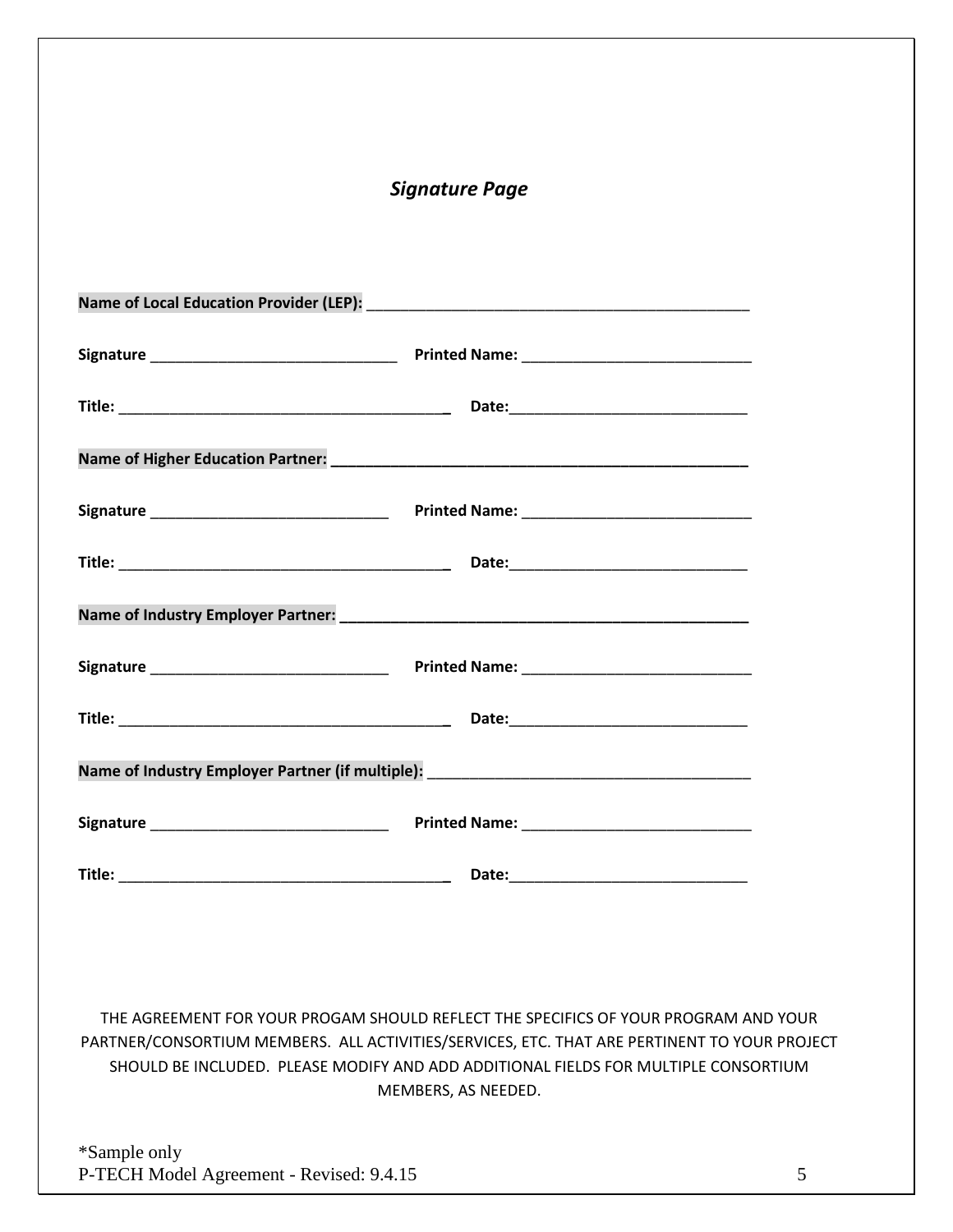## *Signature Page*

**Name of Local Education Provider (LEP):** ______________________________________________

**Signature** ______________________________ **Printed Name:** ____________________________

**Title:** ________________________________________ **Date:**_____________________________

**Name of Higher Education Partner:** ___________________________________________________

**Signature** ______________________________ **Printed Name:** ____________________________

**Title:** ________________________________________ **Date:**_____________________________

**Name of Industry Employer Partner:** __________________________________________________

**Signature** ______________________________ **Printed Name:** ____________________________

**Title:** ________________________________________ **Date:**_____________________________

**Name of Industry Employer Partner (if multiple):** ______________________________________

**Signature** ______________________________ **Printed Name:** ____________________________

**Title:** ________________________________________ **Date:**_____________________________

THE AGREEMENT FOR YOUR PROGAM SHOULD REFLECT THE SPECIFICS OF YOUR PROGRAM AND YOUR PARTNER/CONSORTIUM MEMBERS. ALL ACTIVITIES/SERVICES, ETC. THAT ARE PERTINENT TO YOUR PROJECT SHOULD BE INCLUDED. PLEASE MODIFY AND ADD ADDITIONAL FIELDS FOR MULTIPLE CONSORTIUM MEMBERS, AS NEEDED.

*Sample only